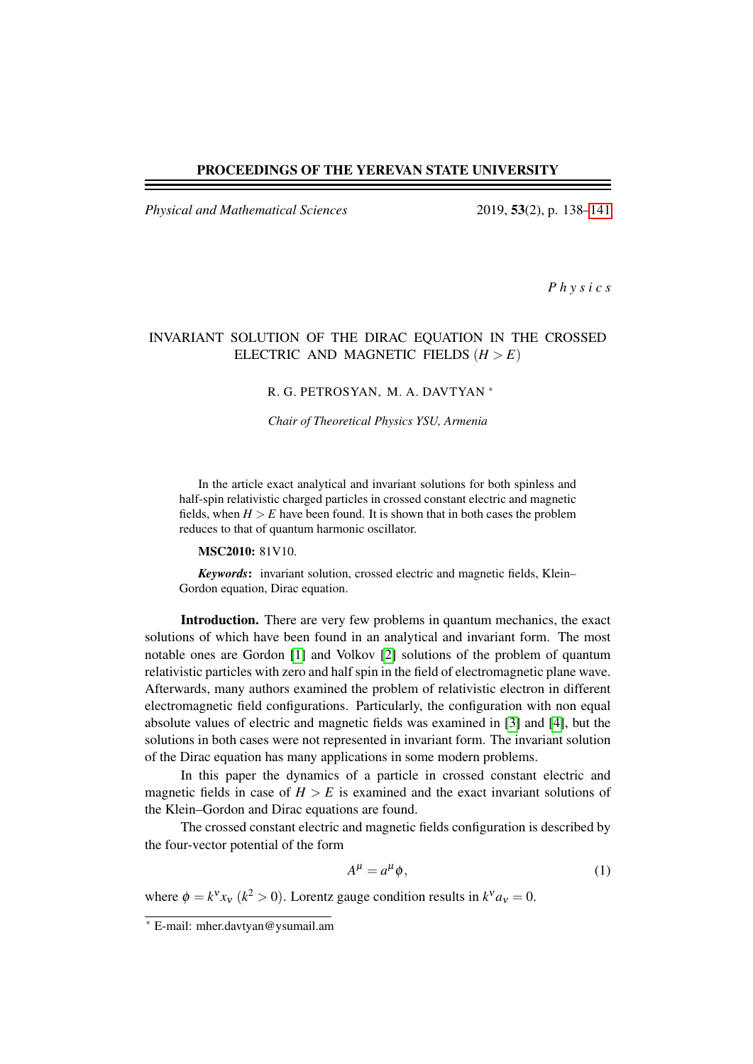**PROCEEDINGS OF THE YEREVAN STATE UNIVERSITY**

*Physical and Mathematical Sciences*

*Physics*

# INVARIANT SOLUTION OF THE DIRAC EQUATION IN THE CROSSED ELECTRIC AND MAGNETIC FIELDS ($H > E$)

R. G. PETROSYAN, M. A. DAVTYAN *

*Chair of Theoretical Physics YSU, Armenia*

In the article exact analytical and invariant solutions for both spinless and half-spin relativistic charged particles in crossed constant electric and magnetic fields, when $H > E$ have been found. It is shown that in both cases the problem reduces to that of quantum harmonic oscillator.

**MSC2010:** 81V10.

***Keywords*:** invariant solution, crossed electric and magnetic fields, Klein–Gordon equation, Dirac equation.

**Introduction.** There are very few problems in quantum mechanics, the exact solutions of which have been found in an analytical and invariant form. The most notable ones are Gordon [1] and Volkov [2] solutions of the problem of quantum relativistic particles with zero and half spin in the field of electromagnetic plane wave. Afterwards, many authors examined the problem of relativistic electron in different electromagnetic field configurations. Particularly, the configuration with non equal absolute values of electric and magnetic fields was examined in [3] and [4], but the solutions in both cases were not represented in invariant form. The invariant solution of the Dirac equation has many applications in some modern problems.

In this paper the dynamics of a particle in crossed constant electric and magnetic fields in case of $H > E$ is examined and the exact invariant solutions of the Klein–Gordon and Dirac equations are found.

The crossed constant electric and magnetic fields configuration is described by the four-vector potential of the form

$$A^{\mu} = a^{\mu}\phi, \tag{1}$$

where $\phi = k^{\nu}x_{\nu}$ ($k^2 > 0$). Lorentz gauge condition results in $k^{\nu}a_{\nu} = 0$.

* E-mail: mher.davtyan@ysumail.am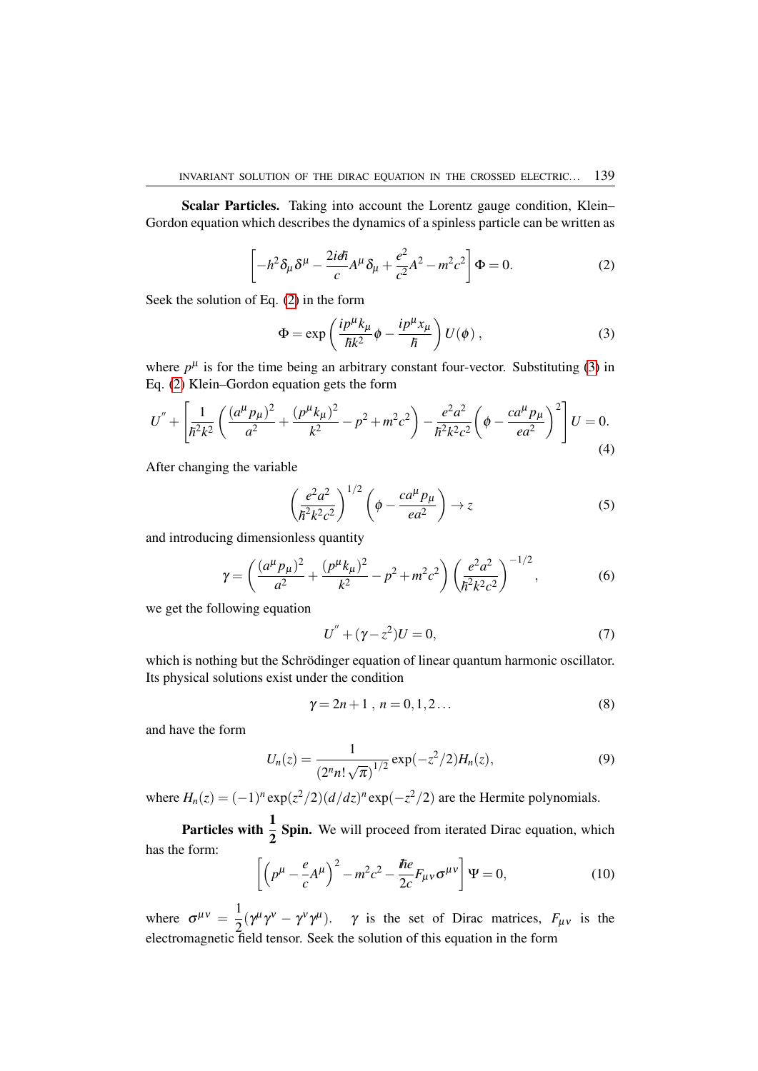**Scalar Particles.** Taking into account the Lorentz gauge condition, Klein–Gordon equation which describes the dynamics of a spinless particle can be written as

$$\left[-h^2\delta_\mu\delta^\mu - \frac{2ie\hbar}{c}A^\mu\delta_\mu + \frac{e^2}{c^2}A^2 - m^2c^2\right]\Phi = 0. \tag{2}$$

Seek the solution of Eq. (2) in the form

$$\Phi = \exp\left(\frac{ip^\mu k_\mu}{\hbar k^2}\phi - \frac{ip^\mu x_\mu}{\hbar}\right)U(\phi)\,, \tag{3}$$

where $p^\mu$ is for the time being an arbitrary constant four-vector. Substituting (3) in Eq. (2) Klein–Gordon equation gets the form

$$U'' + \left[\frac{1}{\hbar^2k^2}\left(\frac{(a^\mu p_\mu)^2}{a^2} + \frac{(p^\mu k_\mu)^2}{k^2} - p^2 + m^2c^2\right) - \frac{e^2a^2}{\hbar^2k^2c^2}\left(\phi - \frac{ca^\mu p_\mu}{ea^2}\right)^2\right]U = 0. \tag{4}$$

After changing the variable

$$\left(\frac{e^2a^2}{\hbar^2k^2c^2}\right)^{1/2}\left(\phi - \frac{ca^\mu p_\mu}{ea^2}\right) \to z \tag{5}$$

and introducing dimensionless quantity

$$\gamma = \left(\frac{(a^\mu p_\mu)^2}{a^2} + \frac{(p^\mu k_\mu)^2}{k^2} - p^2 + m^2c^2\right)\left(\frac{e^2a^2}{\hbar^2k^2c^2}\right)^{-1/2}, \tag{6}$$

we get the following equation

$$U'' + (\gamma - z^2)U = 0, \tag{7}$$

which is nothing but the Schrödinger equation of linear quantum harmonic oscillator. Its physical solutions exist under the condition

$$\gamma = 2n + 1\,,\ n = 0, 1, 2\ldots \tag{8}$$

and have the form

$$U_n(z) = \frac{1}{(2^n n!\sqrt{\pi})^{1/2}}\exp(-z^2/2)H_n(z), \tag{9}$$

where $H_n(z) = (-1)^n\exp(z^2/2)(d/dz)^n\exp(-z^2/2)$ are the Hermite polynomials.

**Particles with $\frac{1}{2}$ Spin.** We will proceed from iterated Dirac equation, which has the form:

$$\left[\left(p^\mu - \frac{e}{c}A^\mu\right)^2 - m^2c^2 - \frac{\hbar e}{2c}F_{\mu\nu}\sigma^{\mu\nu}\right]\Psi = 0, \tag{10}$$

where $\sigma^{\mu\nu} = \frac{1}{2}(\gamma^\mu\gamma^\nu - \gamma^\nu\gamma^\mu)$. $\gamma$ is the set of Dirac matrices, $F_{\mu\nu}$ is the electromagnetic field tensor. Seek the solution of this equation in the form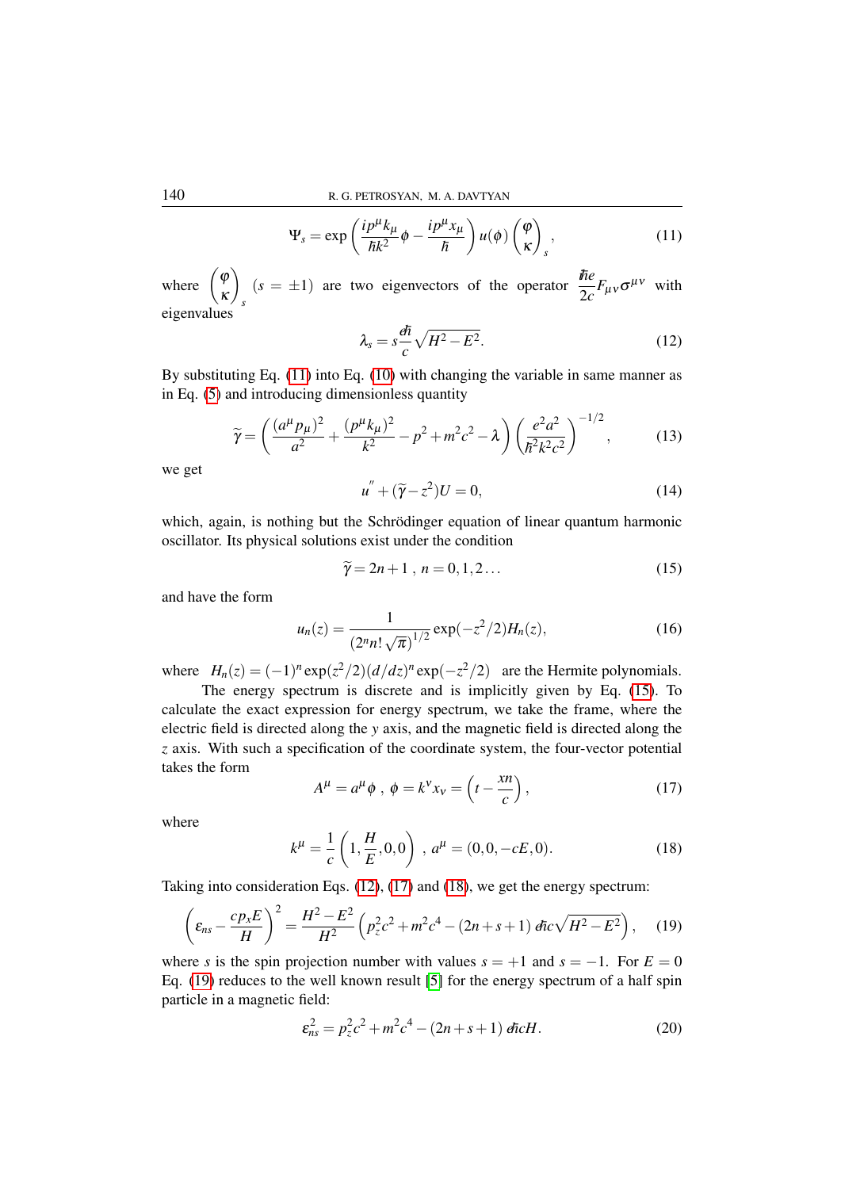$$\Psi_s = \exp\left(\frac{ip^\mu k_\mu}{\hbar k^2}\phi - \frac{ip^\mu x_\mu}{\hbar}\right) u(\phi) \begin{pmatrix}\varphi \\ \kappa\end{pmatrix}_s , \tag{11}$$

where $\begin{pmatrix}\varphi \\ \kappa\end{pmatrix}_s$ $(s = \pm 1)$ are two eigenvectors of the operator $\dfrac{\hbar e}{2c} F_{\mu\nu}\sigma^{\mu\nu}$ with eigenvalues

$$\lambda_s = s\frac{e\hbar}{c}\sqrt{H^2 - E^2}. \tag{12}$$

By substituting Eq. (11) into Eq. (10) with changing the variable in same manner as in Eq. (5) and introducing dimensionless quantity

$$\widetilde{\gamma} = \left(\frac{(a^\mu p_\mu)^2}{a^2} + \frac{(p^\mu k_\mu)^2}{k^2} - p^2 + m^2c^2 - \lambda\right)\left(\frac{e^2a^2}{\hbar^2k^2c^2}\right)^{-1/2}, \tag{13}$$

we get

$$u'' + (\widetilde{\gamma} - z^2)U = 0, \tag{14}$$

which, again, is nothing but the Schrödinger equation of linear quantum harmonic oscillator. Its physical solutions exist under the condition

$$\widetilde{\gamma} = 2n + 1 \; , \; n = 0, 1, 2\ldots \tag{15}$$

and have the form

$$u_n(z) = \frac{1}{(2^n n! \sqrt{\pi})^{1/2}} \exp(-z^2/2) H_n(z), \tag{16}$$

where $H_n(z) = (-1)^n \exp(z^2/2)(d/dz)^n \exp(-z^2/2)$ are the Hermite polynomials.

The energy spectrum is discrete and is implicitly given by Eq. (15). To calculate the exact expression for energy spectrum, we take the frame, where the electric field is directed along the $y$ axis, and the magnetic field is directed along the $z$ axis. With such a specification of the coordinate system, the four-vector potential takes the form

$$A^\mu = a^\mu\phi \; , \; \phi = k^\nu x_\nu = \left(t - \frac{xn}{c}\right), \tag{17}$$

where

$$k^\mu = \frac{1}{c}\left(1, \frac{H}{E}, 0, 0\right) \; , \; a^\mu = (0, 0, -cE, 0). \tag{18}$$

Taking into consideration Eqs. (12), (17) and (18), we get the energy spectrum:

$$\left(\varepsilon_{ns} - \frac{cp_xE}{H}\right)^2 = \frac{H^2 - E^2}{H^2}\left(p_z^2c^2 + m^2c^4 - (2n + s + 1)\, e\hbar c\sqrt{H^2 - E^2}\right), \tag{19}$$

where $s$ is the spin projection number with values $s = +1$ and $s = -1$. For $E = 0$ Eq. (19) reduces to the well known result [5] for the energy spectrum of a half spin particle in a magnetic field:

$$\varepsilon_{ns}^2 = p_z^2c^2 + m^2c^4 - (2n + s + 1)\, e\hbar cH. \tag{20}$$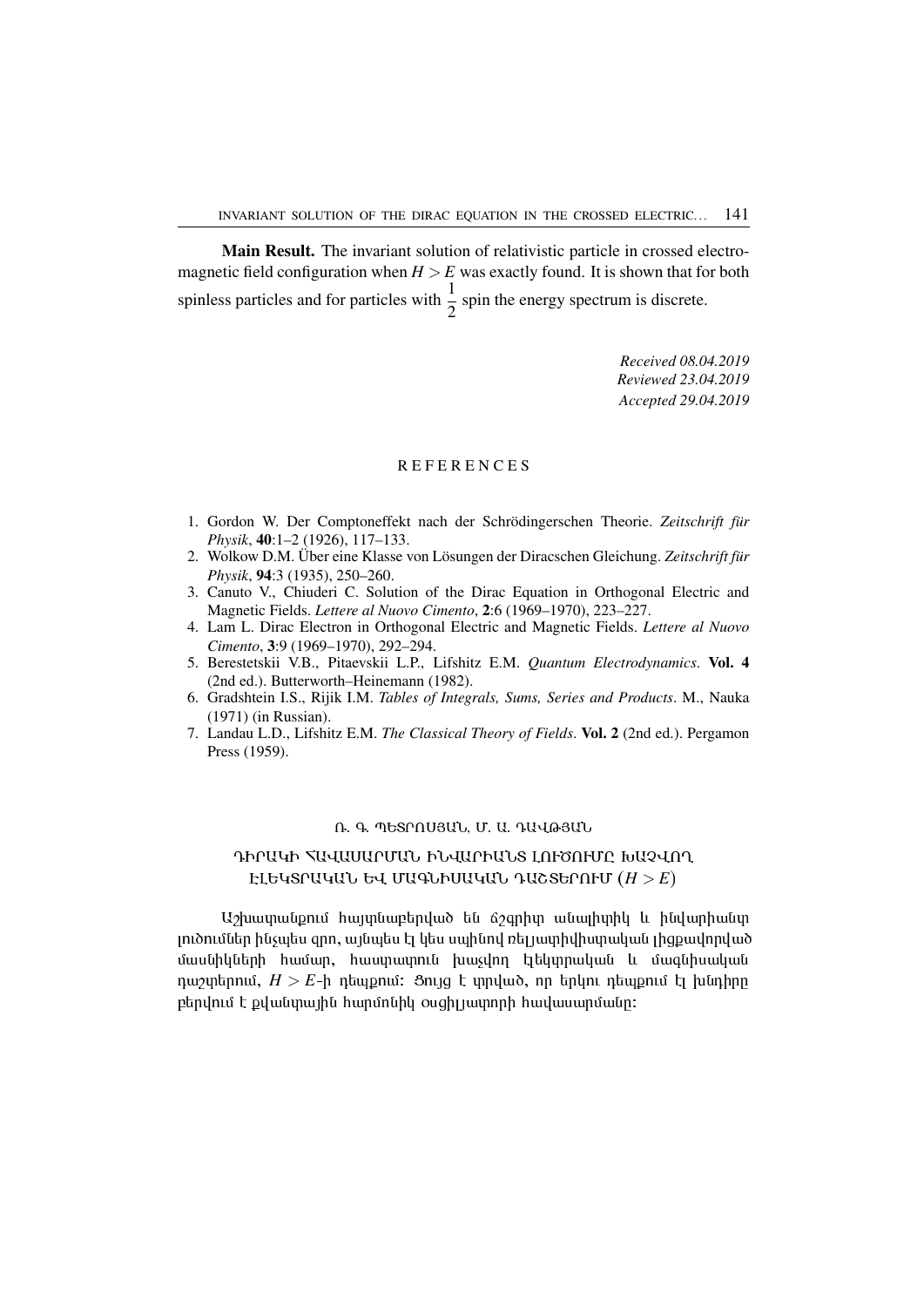**Main Result.** The invariant solution of relativistic particle in crossed electromagnetic field configuration when $H > E$ was exactly found. It is shown that for both spinless particles and for particles with $\frac{1}{2}$ spin the energy spectrum is discrete.

*Received 08.04.2019*
*Reviewed 23.04.2019*
*Accepted 29.04.2019*

## REFERENCES

1. Gordon W. Der Comptoneffekt nach der Schrödingerschen Theorie. *Zeitschrift für Physik*, **40**:1–2 (1926), 117–133.
2. Wolkow D.M. Über eine Klasse von Lösungen der Diracschen Gleichung. *Zeitschrift für Physik*, **94**:3 (1935), 250–260.
3. Canuto V., Chiuderi C. Solution of the Dirac Equation in Orthogonal Electric and Magnetic Fields. *Lettere al Nuovo Cimento*, **2**:6 (1969–1970), 223–227.
4. Lam L. Dirac Electron in Orthogonal Electric and Magnetic Fields. *Lettere al Nuovo Cimento*, **3**:9 (1969–1970), 292–294.
5. Berestetskii V.B., Pitaevskii L.P., Lifshitz E.M. *Quantum Electrodynamics*. **Vol. 4** (2nd ed.). Butterworth–Heinemann (1982).
6. Gradshtein I.S., Rijik I.M. *Tables of Integrals, Sums, Series and Products*. M., Nauka (1971) (in Russian).
7. Landau L.D., Lifshitz E.M. *The Classical Theory of Fields*. **Vol. 2** (2nd ed.). Pergamon Press (1959).

Ռ. Գ. ՊԵՏՐՈՍՅԱՆ, Մ. Ա. ԴԱՎԹՅԱՆ

## ԴԻՐԱԿԻ ՀԱՎԱՍԱՐՄԱՆ ԻՆՎԱՐԻԱՆՏ ԼՈՒԾՈՒՄԸ ԽԱՉՎՈՂ ԷԼԵԿՏՐԱԿԱՆ ԵՎ ՄԱԳՆԻՍԱԿԱՆ ԴԱՇՏԵՐՈՒՄ ($H > E$)

Աշխատանքում հայտնաբերված են ճշգրիտ անալիտիկ և ինվարիանտ լուծումներ ինչպես զրո, այնպես էլ կես սպինով ռելյատիվիստական լիցքավորված մասնիկների համար, հաստատուն խաչվող էլեկտրական և մագնիսական դաշտերում, $H > E$-ի դեպքում: Ցույց է տրված, որ երկու դեպքում էլ խնդիրը բերվում է քվանտային հարմոնիկ օսցիլյատորի հավասարմանը: